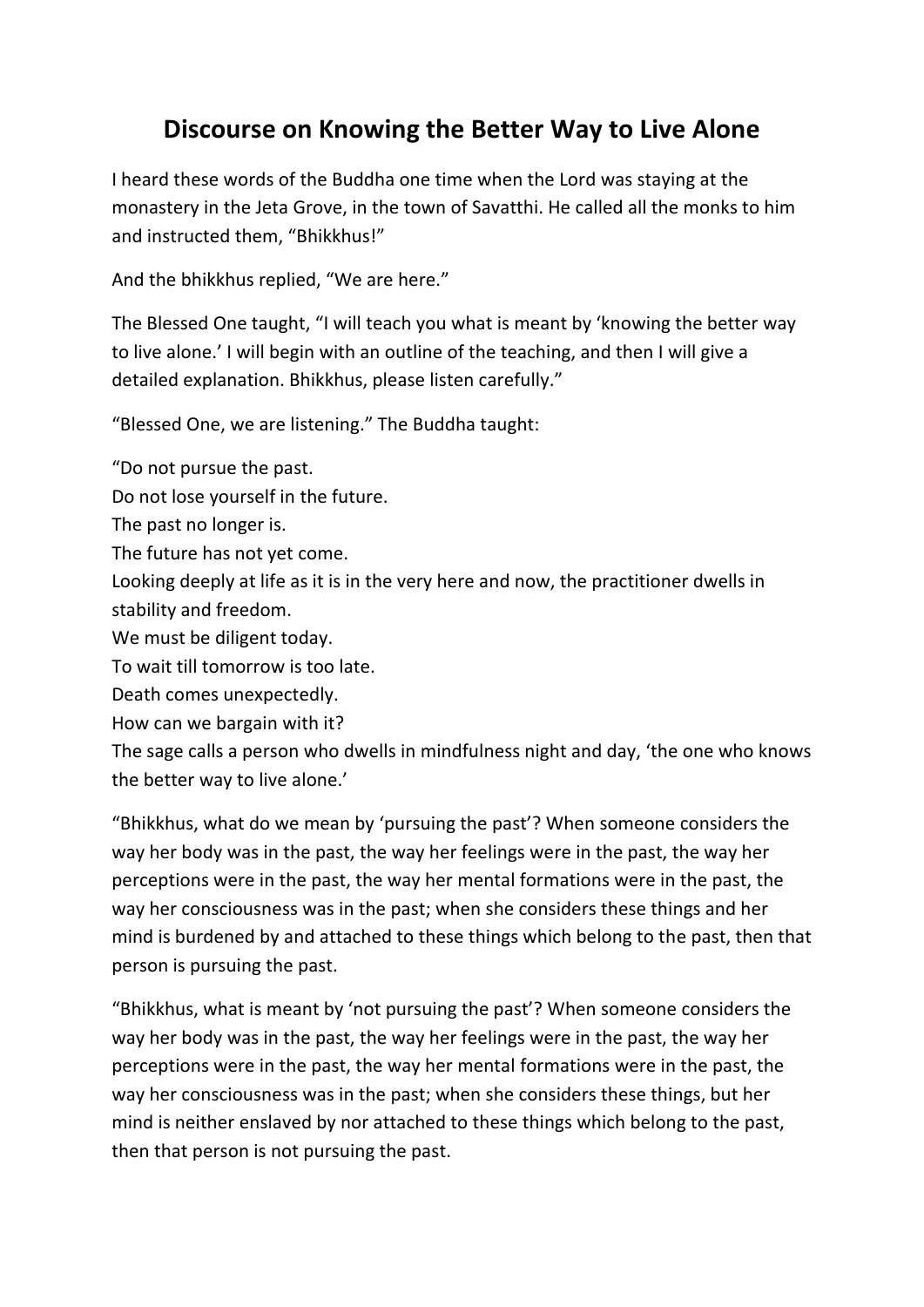# Discourse on Knowing the Better Way to Live Alone

I heard these words of the Buddha one time when the Lord was staying at the monastery in the Jeta Grove, in the town of Savatthi. He called all the monks to him and instructed them, "Bhikkhus!"

And the bhikkhus replied, "We are here."

The Blessed One taught, "I will teach you what is meant by 'knowing the better way to live alone.' I will begin with an outline of the teaching, and then I will give a detailed explanation. Bhikkhus, please listen carefully."

"Blessed One, we are listening." The Buddha taught:

"Do not pursue the past.  
Do not lose yourself in the future.  
The past no longer is.  
The future has not yet come.  
Looking deeply at life as it is in the very here and now, the practitioner dwells in stability and freedom.  
We must be diligent today.  
To wait till tomorrow is too late.  
Death comes unexpectedly.  
How can we bargain with it?  
The sage calls a person who dwells in mindfulness night and day, 'the one who knows the better way to live alone.'

"Bhikkhus, what do we mean by 'pursuing the past'? When someone considers the way her body was in the past, the way her feelings were in the past, the way her perceptions were in the past, the way her mental formations were in the past, the way her consciousness was in the past; when she considers these things and her mind is burdened by and attached to these things which belong to the past, then that person is pursuing the past.

"Bhikkhus, what is meant by 'not pursuing the past'? When someone considers the way her body was in the past, the way her feelings were in the past, the way her perceptions were in the past, the way her mental formations were in the past, the way her consciousness was in the past; when she considers these things, but her mind is neither enslaved by nor attached to these things which belong to the past, then that person is not pursuing the past.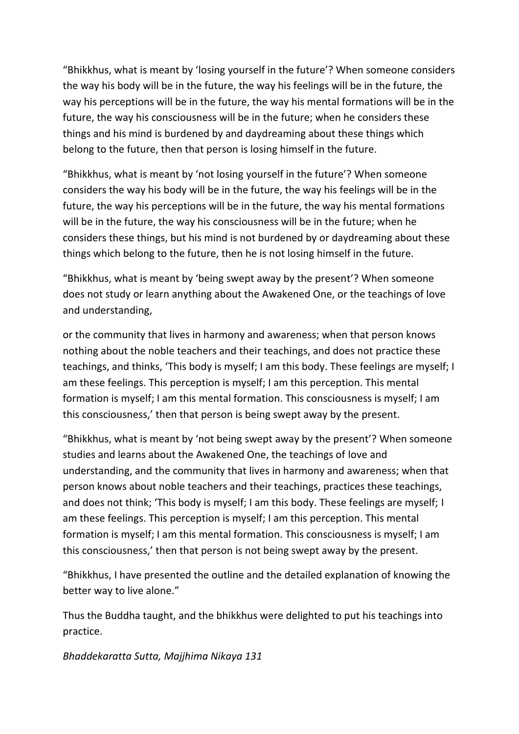"Bhikkhus, what is meant by 'losing yourself in the future'? When someone considers the way his body will be in the future, the way his feelings will be in the future, the way his perceptions will be in the future, the way his mental formations will be in the future, the way his consciousness will be in the future; when he considers these things and his mind is burdened by and daydreaming about these things which belong to the future, then that person is losing himself in the future.

"Bhikkhus, what is meant by 'not losing yourself in the future'? When someone considers the way his body will be in the future, the way his feelings will be in the future, the way his perceptions will be in the future, the way his mental formations will be in the future, the way his consciousness will be in the future; when he considers these things, but his mind is not burdened by or daydreaming about these things which belong to the future, then he is not losing himself in the future.

"Bhikkhus, what is meant by 'being swept away by the present'? When someone does not study or learn anything about the Awakened One, or the teachings of love and understanding,

or the community that lives in harmony and awareness; when that person knows nothing about the noble teachers and their teachings, and does not practice these teachings, and thinks, 'This body is myself; I am this body. These feelings are myself; I am these feelings. This perception is myself; I am this perception. This mental formation is myself; I am this mental formation. This consciousness is myself; I am this consciousness,' then that person is being swept away by the present.

"Bhikkhus, what is meant by 'not being swept away by the present'? When someone studies and learns about the Awakened One, the teachings of love and understanding, and the community that lives in harmony and awareness; when that person knows about noble teachers and their teachings, practices these teachings, and does not think; 'This body is myself; I am this body. These feelings are myself; I am these feelings. This perception is myself; I am this perception. This mental formation is myself; I am this mental formation. This consciousness is myself; I am this consciousness,' then that person is not being swept away by the present.

"Bhikkhus, I have presented the outline and the detailed explanation of knowing the better way to live alone."

Thus the Buddha taught, and the bhikkhus were delighted to put his teachings into practice.

*Bhaddekaratta Sutta, Majjhima Nikaya 131*